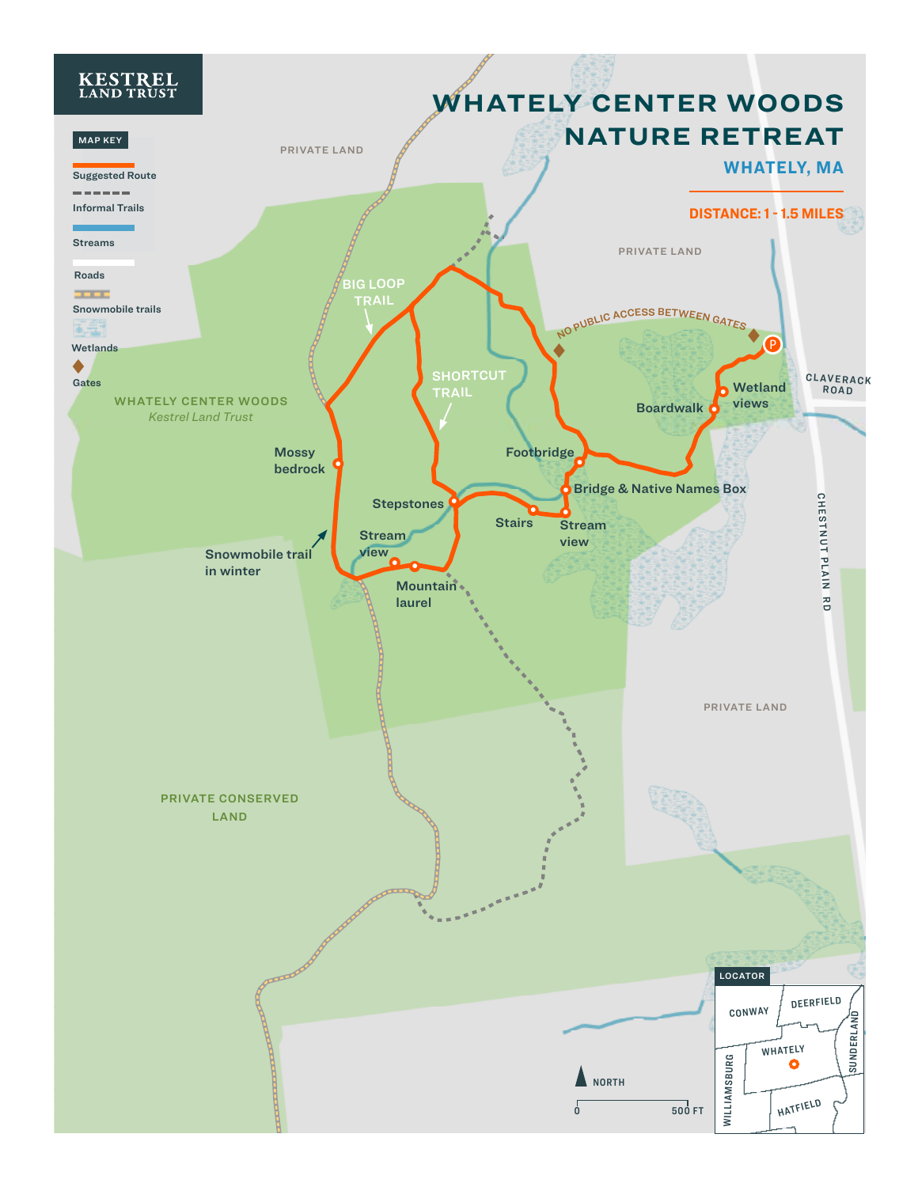KESTREL LAND TRUST

# WHATELY CENTER WOODS NATURE RETREAT

## WHATELY, MA

**DISTANCE: 1 - 1.5 MILES**

**MAP KEY**

- Suggested Route
- Informal Trails
- Streams
- Roads
- Snowmobile trails
- Wetlands
- Gates

PRIVATE LAND

PRIVATE LAND

PRIVATE LAND

WHATELY CENTER WOODS
*Kestrel Land Trust*

PRIVATE CONSERVED LAND

NO PUBLIC ACCESS BETWEEN GATES

BIG LOOP TRAIL

SHORTCUT TRAIL

Mossy bedrock

Snowmobile trail in winter

Stepstones

Stream view

Mountain laurel

Stairs

Stream view

Bridge & Native Names Box

Footbridge

Boardwalk

Wetland views

CLAVERACK ROAD

CHESTNUT PLAIN RD

NORTH

0 — 500 FT

**LOCATOR**

CONWAY, DEERFIELD, WHATELY, WILLIAMSBURG, SUNDERLAND, HATFIELD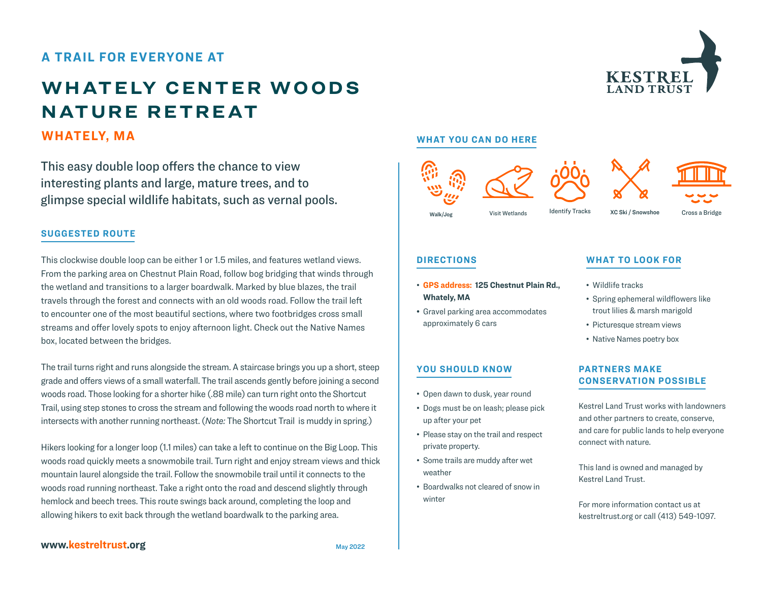A TRAIL FOR EVERYONE AT

# WHATELY CENTER WOODS NATURE RETREAT

## WHATELY, MA

KESTREL LAND TRUST

This easy double loop offers the chance to view interesting plants and large, mature trees, and to glimpse special wildlife habitats, such as vernal pools.

### SUGGESTED ROUTE

This clockwise double loop can be either 1 or 1.5 miles, and features wetland views. From the parking area on Chestnut Plain Road, follow bog bridging that winds through the wetland and transitions to a larger boardwalk. Marked by blue blazes, the trail travels through the forest and connects with an old woods road. Follow the trail left to encounter one of the most beautiful sections, where two footbridges cross small streams and offer lovely spots to enjoy afternoon light. Check out the Native Names box, located between the bridges.

The trail turns right and runs alongside the stream. A staircase brings you up a short, steep grade and offers views of a small waterfall. The trail ascends gently before joining a second woods road. Those looking for a shorter hike (.88 mile) can turn right onto the Shortcut Trail, using step stones to cross the stream and following the woods road north to where it intersects with another running northeast. (*Note:* The Shortcut Trail is muddy in spring.)

Hikers looking for a longer loop (1.1 miles) can take a left to continue on the Big Loop. This woods road quickly meets a snowmobile trail. Turn right and enjoy stream views and thick mountain laurel alongside the trail. Follow the snowmobile trail until it connects to the woods road running northeast. Take a right onto the road and descend slightly through hemlock and beech trees. This route swings back around, completing the loop and allowing hikers to exit back through the wetland boardwalk to the parking area.

### WHAT YOU CAN DO HERE

Walk/Jog
Visit Wetlands
Identify Tracks
XC Ski / Snowshoe
Cross a Bridge

### DIRECTIONS

- **GPS address: 125 Chestnut Plain Rd., Whately, MA**
- Gravel parking area accommodates approximately 6 cars

### WHAT TO LOOK FOR

- Wildlife tracks
- Spring ephemeral wildflowers like trout lilies & marsh marigold
- Picturesque stream views
- Native Names poetry box

### YOU SHOULD KNOW

- Open dawn to dusk, year round
- Dogs must be on leash; please pick up after your pet
- Please stay on the trail and respect private property.
- Some trails are muddy after wet weather
- Boardwalks not cleared of snow in winter

### PARTNERS MAKE CONSERVATION POSSIBLE

Kestrel Land Trust works with landowners and other partners to create, conserve, and care for public lands to help everyone connect with nature.

This land is owned and managed by Kestrel Land Trust.

For more information contact us at kestreltrust.org or call (413) 549-1097.

www.kestreltrust.org

May 2022